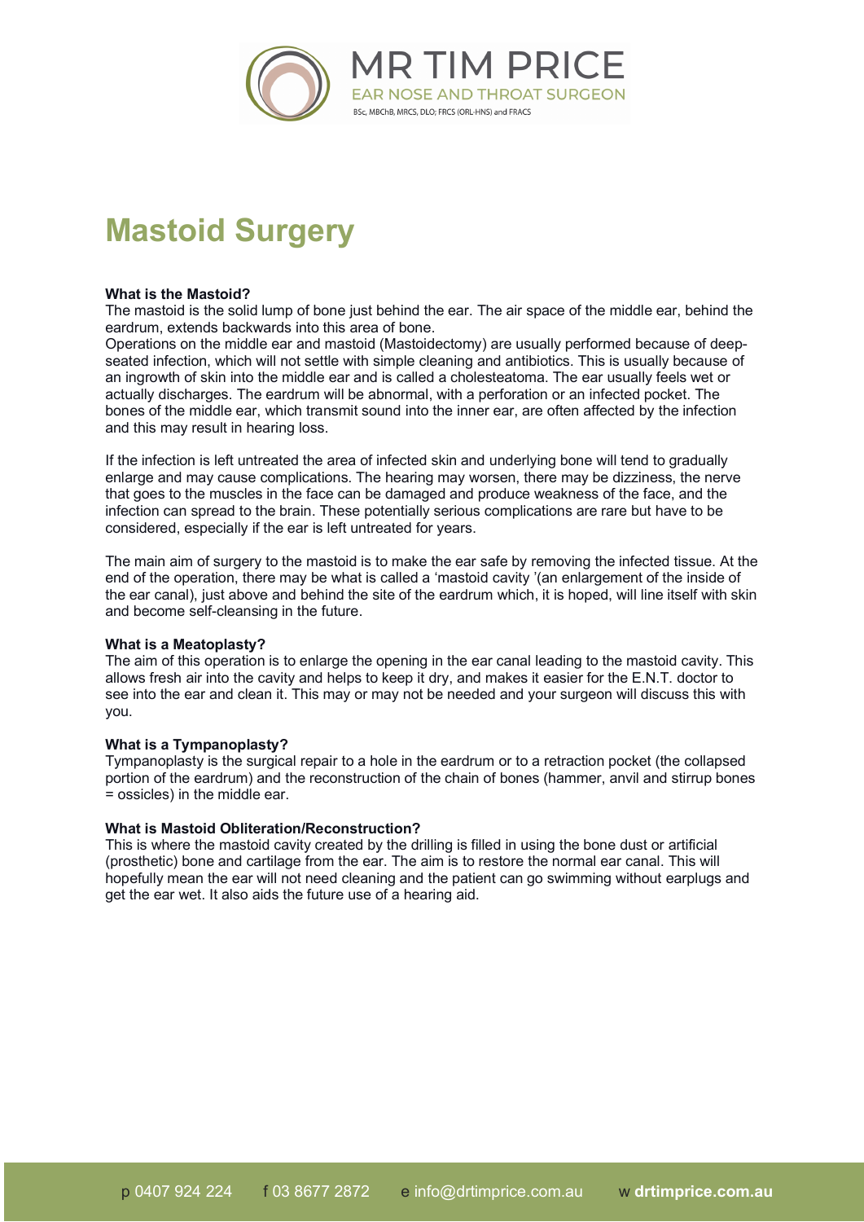# Mastoid Surgery

**What is the Mastoid?**

The mastoid is the solid lump of bone just behind the ear. The air space of the middle ear, behind the eardrum, extends backwards into this area of bone.

Operations on the middle ear and mastoid (Mastoidectomy) are usually performed because of deep-seated infection, which will not settle with simple cleaning and antibiotics. This is usually because of an ingrowth of skin into the middle ear and is called a cholesteatoma. The ear usually feels wet or actually discharges. The eardrum will be abnormal, with a perforation or an infected pocket. The bones of the middle ear, which transmit sound into the inner ear, are often affected by the infection and this may result in hearing loss.

If the infection is left untreated the area of infected skin and underlying bone will tend to gradually enlarge and may cause complications. The hearing may worsen, there may be dizziness, the nerve that goes to the muscles in the face can be damaged and produce weakness of the face, and the infection can spread to the brain. These potentially serious complications are rare but have to be considered, especially if the ear is left untreated for years.

The main aim of surgery to the mastoid is to make the ear safe by removing the infected tissue. At the end of the operation, there may be what is called a 'mastoid cavity '(an enlargement of the inside of the ear canal), just above and behind the site of the eardrum which, it is hoped, will line itself with skin and become self-cleansing in the future.

**What is a Meatoplasty?**

The aim of this operation is to enlarge the opening in the ear canal leading to the mastoid cavity. This allows fresh air into the cavity and helps to keep it dry, and makes it easier for the E.N.T. doctor to see into the ear and clean it. This may or may not be needed and your surgeon will discuss this with you.

**What is a Tympanoplasty?**

Tympanoplasty is the surgical repair to a hole in the eardrum or to a retraction pocket (the collapsed portion of the eardrum) and the reconstruction of the chain of bones (hammer, anvil and stirrup bones = ossicles) in the middle ear.

**What is Mastoid Obliteration/Reconstruction?**

This is where the mastoid cavity created by the drilling is filled in using the bone dust or artificial (prosthetic) bone and cartilage from the ear. The aim is to restore the normal ear canal. This will hopefully mean the ear will not need cleaning and the patient can go swimming without earplugs and get the ear wet. It also aids the future use of a hearing aid.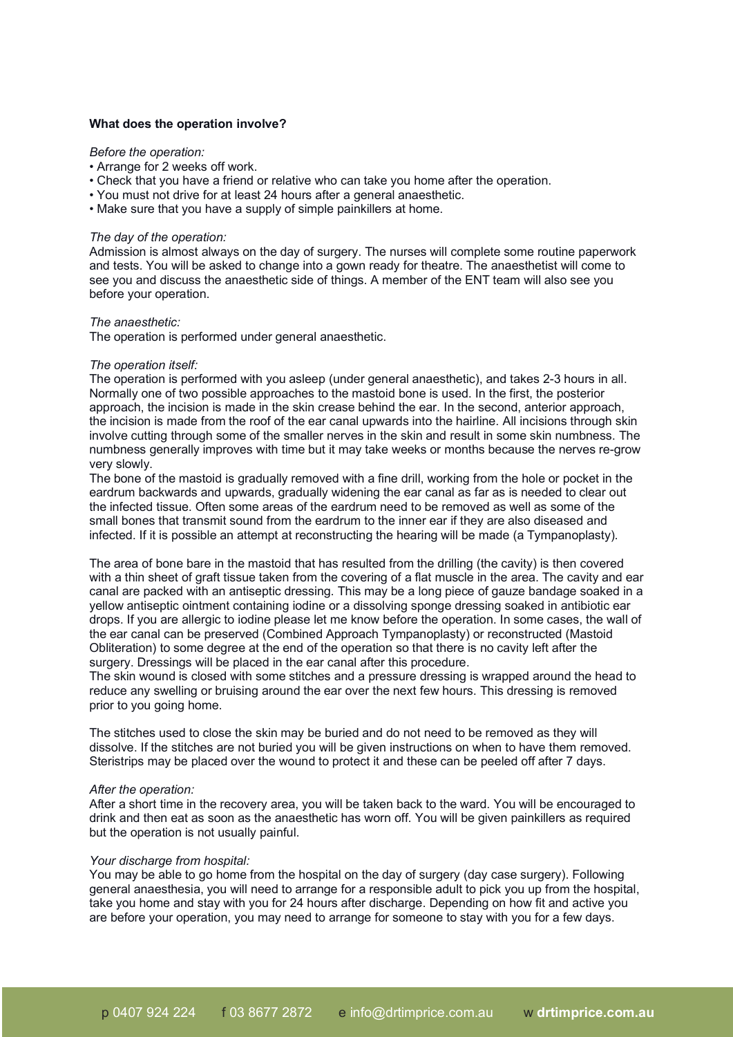**What does the operation involve?**

*Before the operation:*

- Arrange for 2 weeks off work.
- Check that you have a friend or relative who can take you home after the operation.
- You must not drive for at least 24 hours after a general anaesthetic.
- Make sure that you have a supply of simple painkillers at home.

*The day of the operation:*

Admission is almost always on the day of surgery. The nurses will complete some routine paperwork and tests. You will be asked to change into a gown ready for theatre. The anaesthetist will come to see you and discuss the anaesthetic side of things. A member of the ENT team will also see you before your operation.

*The anaesthetic:*

The operation is performed under general anaesthetic.

*The operation itself:*

The operation is performed with you asleep (under general anaesthetic), and takes 2-3 hours in all. Normally one of two possible approaches to the mastoid bone is used. In the first, the posterior approach, the incision is made in the skin crease behind the ear. In the second, anterior approach, the incision is made from the roof of the ear canal upwards into the hairline. All incisions through skin involve cutting through some of the smaller nerves in the skin and result in some skin numbness. The numbness generally improves with time but it may take weeks or months because the nerves re-grow very slowly.

The bone of the mastoid is gradually removed with a fine drill, working from the hole or pocket in the eardrum backwards and upwards, gradually widening the ear canal as far as is needed to clear out the infected tissue. Often some areas of the eardrum need to be removed as well as some of the small bones that transmit sound from the eardrum to the inner ear if they are also diseased and infected. If it is possible an attempt at reconstructing the hearing will be made (a Tympanoplasty).

The area of bone bare in the mastoid that has resulted from the drilling (the cavity) is then covered with a thin sheet of graft tissue taken from the covering of a flat muscle in the area. The cavity and ear canal are packed with an antiseptic dressing. This may be a long piece of gauze bandage soaked in a yellow antiseptic ointment containing iodine or a dissolving sponge dressing soaked in antibiotic ear drops. If you are allergic to iodine please let me know before the operation. In some cases, the wall of the ear canal can be preserved (Combined Approach Tympanoplasty) or reconstructed (Mastoid Obliteration) to some degree at the end of the operation so that there is no cavity left after the surgery. Dressings will be placed in the ear canal after this procedure.

The skin wound is closed with some stitches and a pressure dressing is wrapped around the head to reduce any swelling or bruising around the ear over the next few hours. This dressing is removed prior to you going home.

The stitches used to close the skin may be buried and do not need to be removed as they will dissolve. If the stitches are not buried you will be given instructions on when to have them removed. Steristrips may be placed over the wound to protect it and these can be peeled off after 7 days.

*After the operation:*

After a short time in the recovery area, you will be taken back to the ward. You will be encouraged to drink and then eat as soon as the anaesthetic has worn off. You will be given painkillers as required but the operation is not usually painful.

*Your discharge from hospital:*

You may be able to go home from the hospital on the day of surgery (day case surgery). Following general anaesthesia, you will need to arrange for a responsible adult to pick you up from the hospital, take you home and stay with you for 24 hours after discharge. Depending on how fit and active you are before your operation, you may need to arrange for someone to stay with you for a few days.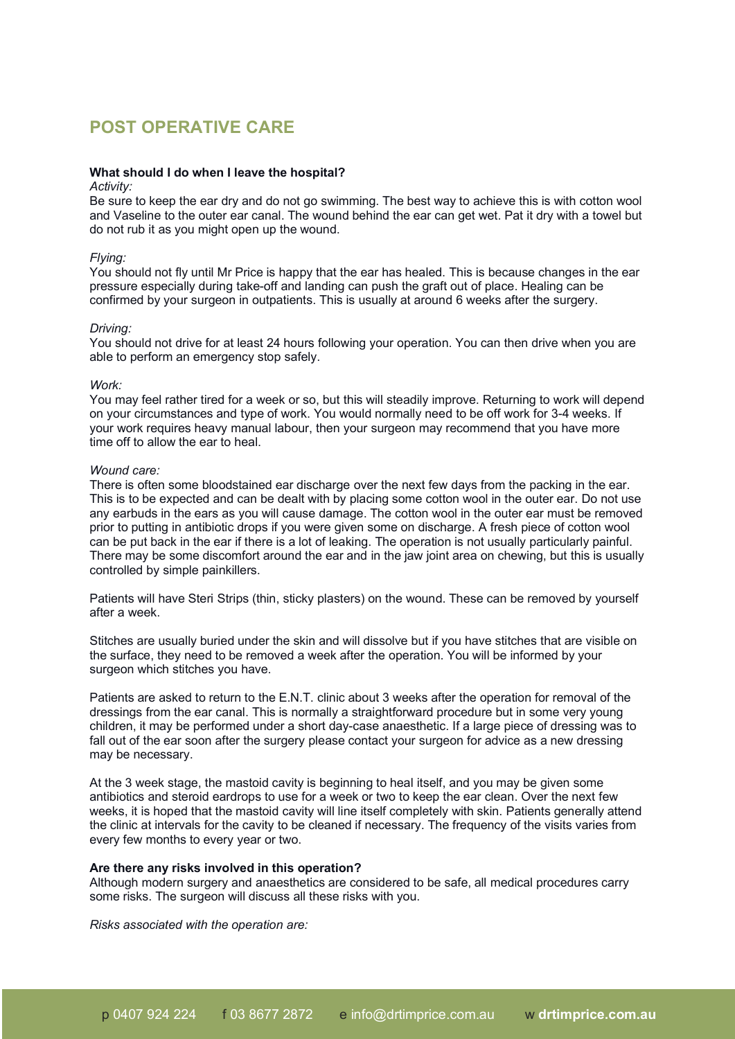## POST OPERATIVE CARE

**What should I do when I leave the hospital?**

*Activity:*

Be sure to keep the ear dry and do not go swimming. The best way to achieve this is with cotton wool and Vaseline to the outer ear canal. The wound behind the ear can get wet. Pat it dry with a towel but do not rub it as you might open up the wound.

*Flying:*

You should not fly until Mr Price is happy that the ear has healed. This is because changes in the ear pressure especially during take-off and landing can push the graft out of place. Healing can be confirmed by your surgeon in outpatients. This is usually at around 6 weeks after the surgery.

*Driving:*

You should not drive for at least 24 hours following your operation. You can then drive when you are able to perform an emergency stop safely.

*Work:*

You may feel rather tired for a week or so, but this will steadily improve. Returning to work will depend on your circumstances and type of work. You would normally need to be off work for 3-4 weeks. If your work requires heavy manual labour, then your surgeon may recommend that you have more time off to allow the ear to heal.

*Wound care:*

There is often some bloodstained ear discharge over the next few days from the packing in the ear. This is to be expected and can be dealt with by placing some cotton wool in the outer ear. Do not use any earbuds in the ears as you will cause damage. The cotton wool in the outer ear must be removed prior to putting in antibiotic drops if you were given some on discharge. A fresh piece of cotton wool can be put back in the ear if there is a lot of leaking. The operation is not usually particularly painful. There may be some discomfort around the ear and in the jaw joint area on chewing, but this is usually controlled by simple painkillers.

Patients will have Steri Strips (thin, sticky plasters) on the wound. These can be removed by yourself after a week.

Stitches are usually buried under the skin and will dissolve but if you have stitches that are visible on the surface, they need to be removed a week after the operation. You will be informed by your surgeon which stitches you have.

Patients are asked to return to the E.N.T. clinic about 3 weeks after the operation for removal of the dressings from the ear canal. This is normally a straightforward procedure but in some very young children, it may be performed under a short day-case anaesthetic. If a large piece of dressing was to fall out of the ear soon after the surgery please contact your surgeon for advice as a new dressing may be necessary.

At the 3 week stage, the mastoid cavity is beginning to heal itself, and you may be given some antibiotics and steroid eardrops to use for a week or two to keep the ear clean. Over the next few weeks, it is hoped that the mastoid cavity will line itself completely with skin. Patients generally attend the clinic at intervals for the cavity to be cleaned if necessary. The frequency of the visits varies from every few months to every year or two.

**Are there any risks involved in this operation?**

Although modern surgery and anaesthetics are considered to be safe, all medical procedures carry some risks. The surgeon will discuss all these risks with you.

*Risks associated with the operation are:*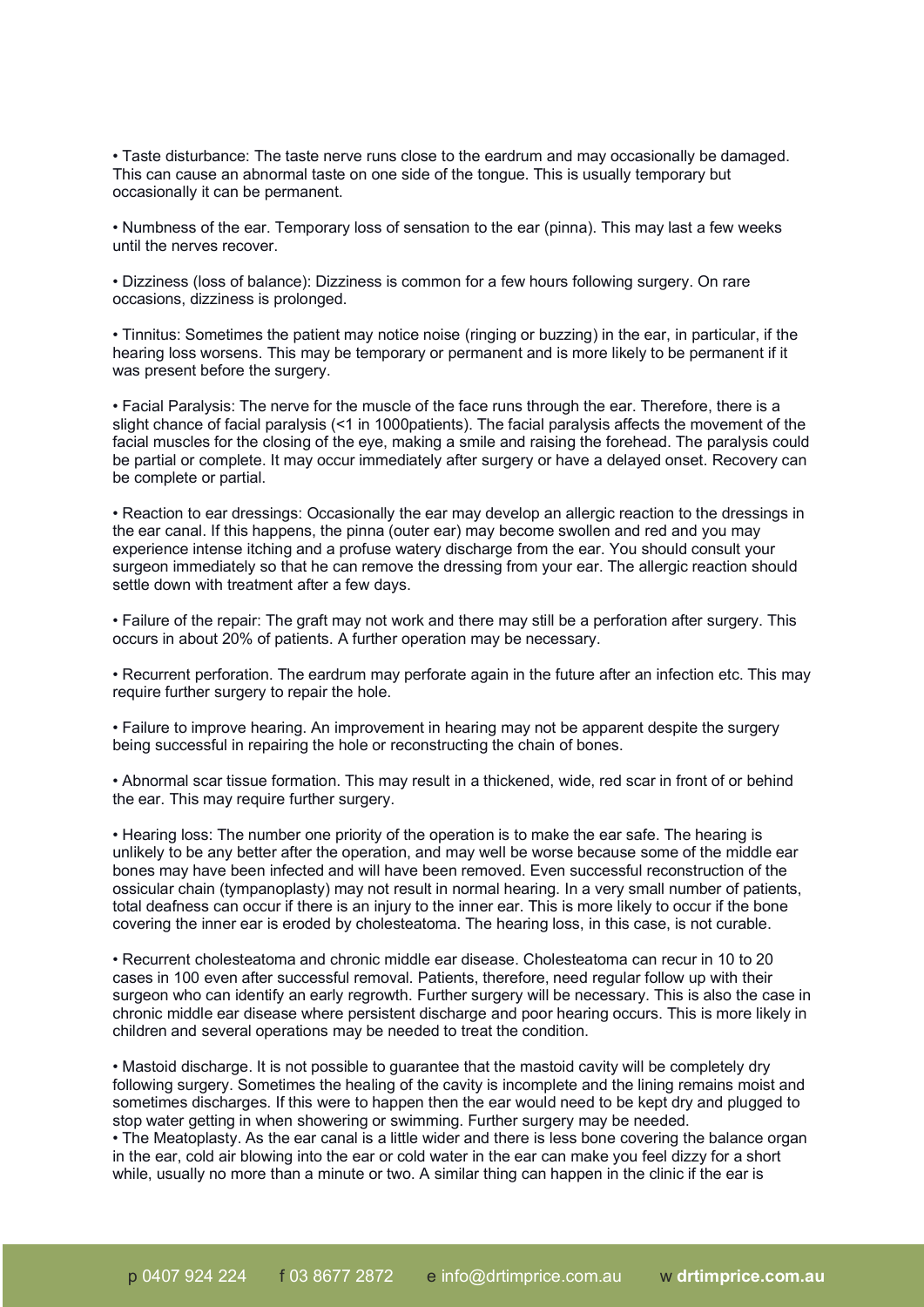- Taste disturbance: The taste nerve runs close to the eardrum and may occasionally be damaged. This can cause an abnormal taste on one side of the tongue. This is usually temporary but occasionally it can be permanent.

- Numbness of the ear. Temporary loss of sensation to the ear (pinna). This may last a few weeks until the nerves recover.

- Dizziness (loss of balance): Dizziness is common for a few hours following surgery. On rare occasions, dizziness is prolonged.

- Tinnitus: Sometimes the patient may notice noise (ringing or buzzing) in the ear, in particular, if the hearing loss worsens. This may be temporary or permanent and is more likely to be permanent if it was present before the surgery.

- Facial Paralysis: The nerve for the muscle of the face runs through the ear. Therefore, there is a slight chance of facial paralysis (<1 in 1000patients). The facial paralysis affects the movement of the facial muscles for the closing of the eye, making a smile and raising the forehead. The paralysis could be partial or complete. It may occur immediately after surgery or have a delayed onset. Recovery can be complete or partial.

- Reaction to ear dressings: Occasionally the ear may develop an allergic reaction to the dressings in the ear canal. If this happens, the pinna (outer ear) may become swollen and red and you may experience intense itching and a profuse watery discharge from the ear. You should consult your surgeon immediately so that he can remove the dressing from your ear. The allergic reaction should settle down with treatment after a few days.

- Failure of the repair: The graft may not work and there may still be a perforation after surgery. This occurs in about 20% of patients. A further operation may be necessary.

- Recurrent perforation. The eardrum may perforate again in the future after an infection etc. This may require further surgery to repair the hole.

- Failure to improve hearing. An improvement in hearing may not be apparent despite the surgery being successful in repairing the hole or reconstructing the chain of bones.

- Abnormal scar tissue formation. This may result in a thickened, wide, red scar in front of or behind the ear. This may require further surgery.

- Hearing loss: The number one priority of the operation is to make the ear safe. The hearing is unlikely to be any better after the operation, and may well be worse because some of the middle ear bones may have been infected and will have been removed. Even successful reconstruction of the ossicular chain (tympanoplasty) may not result in normal hearing. In a very small number of patients, total deafness can occur if there is an injury to the inner ear. This is more likely to occur if the bone covering the inner ear is eroded by cholesteatoma. The hearing loss, in this case, is not curable.

- Recurrent cholesteatoma and chronic middle ear disease. Cholesteatoma can recur in 10 to 20 cases in 100 even after successful removal. Patients, therefore, need regular follow up with their surgeon who can identify an early regrowth. Further surgery will be necessary. This is also the case in chronic middle ear disease where persistent discharge and poor hearing occurs. This is more likely in children and several operations may be needed to treat the condition.

- Mastoid discharge. It is not possible to guarantee that the mastoid cavity will be completely dry following surgery. Sometimes the healing of the cavity is incomplete and the lining remains moist and sometimes discharges. If this were to happen then the ear would need to be kept dry and plugged to stop water getting in when showering or swimming. Further surgery may be needed.
- The Meatoplasty. As the ear canal is a little wider and there is less bone covering the balance organ in the ear, cold air blowing into the ear or cold water in the ear can make you feel dizzy for a short while, usually no more than a minute or two. A similar thing can happen in the clinic if the ear is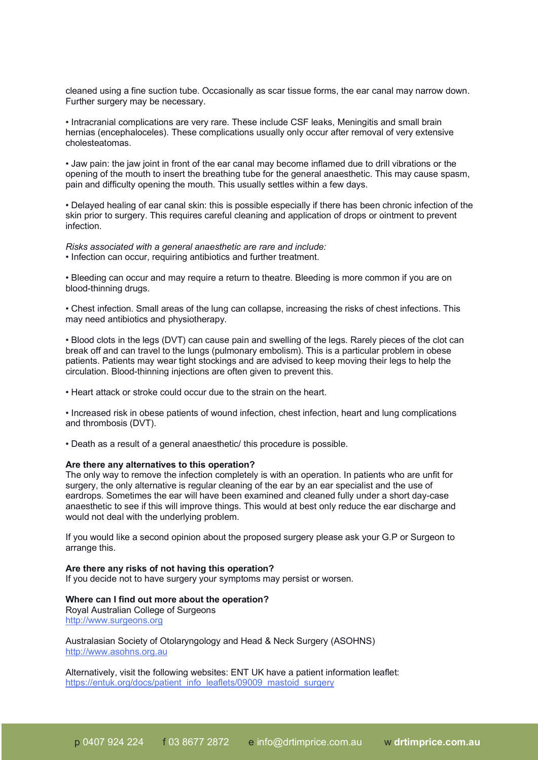cleaned using a fine suction tube. Occasionally as scar tissue forms, the ear canal may narrow down. Further surgery may be necessary.

• Intracranial complications are very rare. These include CSF leaks, Meningitis and small brain hernias (encephaloceles). These complications usually only occur after removal of very extensive cholesteatomas.

• Jaw pain: the jaw joint in front of the ear canal may become inflamed due to drill vibrations or the opening of the mouth to insert the breathing tube for the general anaesthetic. This may cause spasm, pain and difficulty opening the mouth. This usually settles within a few days.

• Delayed healing of ear canal skin: this is possible especially if there has been chronic infection of the skin prior to surgery. This requires careful cleaning and application of drops or ointment to prevent infection.

*Risks associated with a general anaesthetic are rare and include:*
• Infection can occur, requiring antibiotics and further treatment.

• Bleeding can occur and may require a return to theatre. Bleeding is more common if you are on blood-thinning drugs.

• Chest infection. Small areas of the lung can collapse, increasing the risks of chest infections. This may need antibiotics and physiotherapy.

• Blood clots in the legs (DVT) can cause pain and swelling of the legs. Rarely pieces of the clot can break off and can travel to the lungs (pulmonary embolism). This is a particular problem in obese patients. Patients may wear tight stockings and are advised to keep moving their legs to help the circulation. Blood-thinning injections are often given to prevent this.

• Heart attack or stroke could occur due to the strain on the heart.

• Increased risk in obese patients of wound infection, chest infection, heart and lung complications and thrombosis (DVT).

• Death as a result of a general anaesthetic/ this procedure is possible.

**Are there any alternatives to this operation?**
The only way to remove the infection completely is with an operation. In patients who are unfit for surgery, the only alternative is regular cleaning of the ear by an ear specialist and the use of eardrops. Sometimes the ear will have been examined and cleaned fully under a short day-case anaesthetic to see if this will improve things. This would at best only reduce the ear discharge and would not deal with the underlying problem.

If you would like a second opinion about the proposed surgery please ask your G.P or Surgeon to arrange this.

**Are there any risks of not having this operation?**
If you decide not to have surgery your symptoms may persist or worsen.

**Where can I find out more about the operation?**
Royal Australian College of Surgeons
http://www.surgeons.org

Australasian Society of Otolaryngology and Head & Neck Surgery (ASOHNS)
http://www.asohns.org.au

Alternatively, visit the following websites: ENT UK have a patient information leaflet:
https://entuk.org/docs/patient_info_leaflets/09009_mastoid_surgery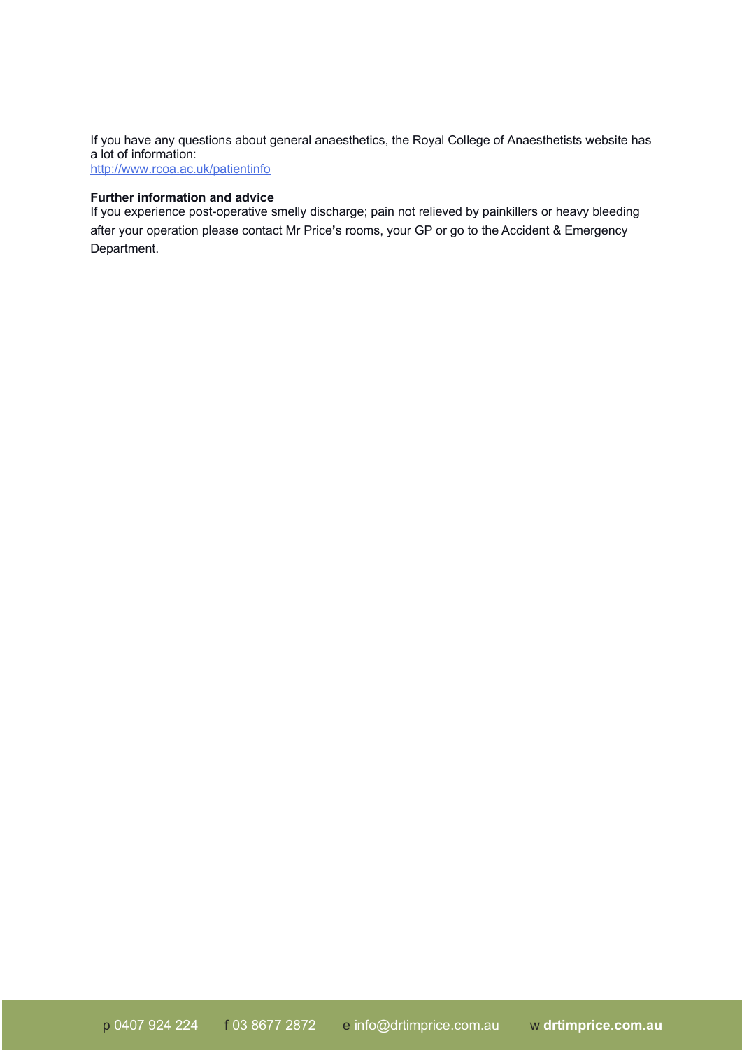If you have any questions about general anaesthetics, the Royal College of Anaesthetists website has a lot of information:
http://www.rcoa.ac.uk/patientinfo

**Further information and advice**

If you experience post-operative smelly discharge; pain not relieved by painkillers or heavy bleeding after your operation please contact Mr Price's rooms, your GP or go to the Accident & Emergency Department.